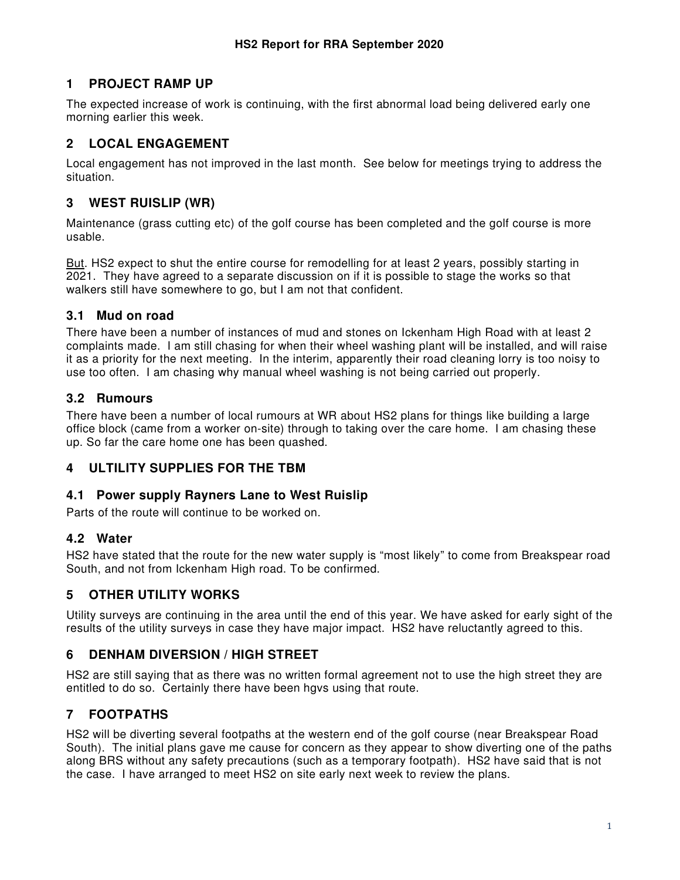# HS2 Report for RRA September 2020

## 1 PROJECT RAMP UP

The expected increase of work is continuing, with the first abnormal load being delivered early one morning earlier this week.

## 2 LOCAL ENGAGEMENT

Local engagement has not improved in the last month. See below for meetings trying to address the situation.

## 3 WEST RUISLIP (WR)

Maintenance (grass cutting etc) of the golf course has been completed and the golf course is more usable.

<u>But</u>. HS2 expect to shut the entire course for remodelling for at least 2 years, possibly starting in 2021. They have agreed to a separate discussion on if it is possible to stage the works so that walkers still have somewhere to go, but I am not that confident.

### 3.1 Mud on road

There have been a number of instances of mud and stones on Ickenham High Road with at least 2 complaints made. I am still chasing for when their wheel washing plant will be installed, and will raise it as a priority for the next meeting. In the interim, apparently their road cleaning lorry is too noisy to use too often. I am chasing why manual wheel washing is not being carried out properly.

### 3.2 Rumours

There have been a number of local rumours at WR about HS2 plans for things like building a large office block (came from a worker on-site) through to taking over the care home. I am chasing these up. So far the care home one has been quashed.

## 4 ULTILITY SUPPLIES FOR THE TBM

### 4.1 Power supply Rayners Lane to West Ruislip

Parts of the route will continue to be worked on.

### 4.2 Water

HS2 have stated that the route for the new water supply is "most likely" to come from Breakspear road South, and not from Ickenham High road. To be confirmed.

## 5 OTHER UTILITY WORKS

Utility surveys are continuing in the area until the end of this year. We have asked for early sight of the results of the utility surveys in case they have major impact. HS2 have reluctantly agreed to this.

## 6 DENHAM DIVERSION / HIGH STREET

HS2 are still saying that as there was no written formal agreement not to use the high street they are entitled to do so. Certainly there have been hgvs using that route.

## 7 FOOTPATHS

HS2 will be diverting several footpaths at the western end of the golf course (near Breakspear Road South). The initial plans gave me cause for concern as they appear to show diverting one of the paths along BRS without any safety precautions (such as a temporary footpath). HS2 have said that is not the case. I have arranged to meet HS2 on site early next week to review the plans.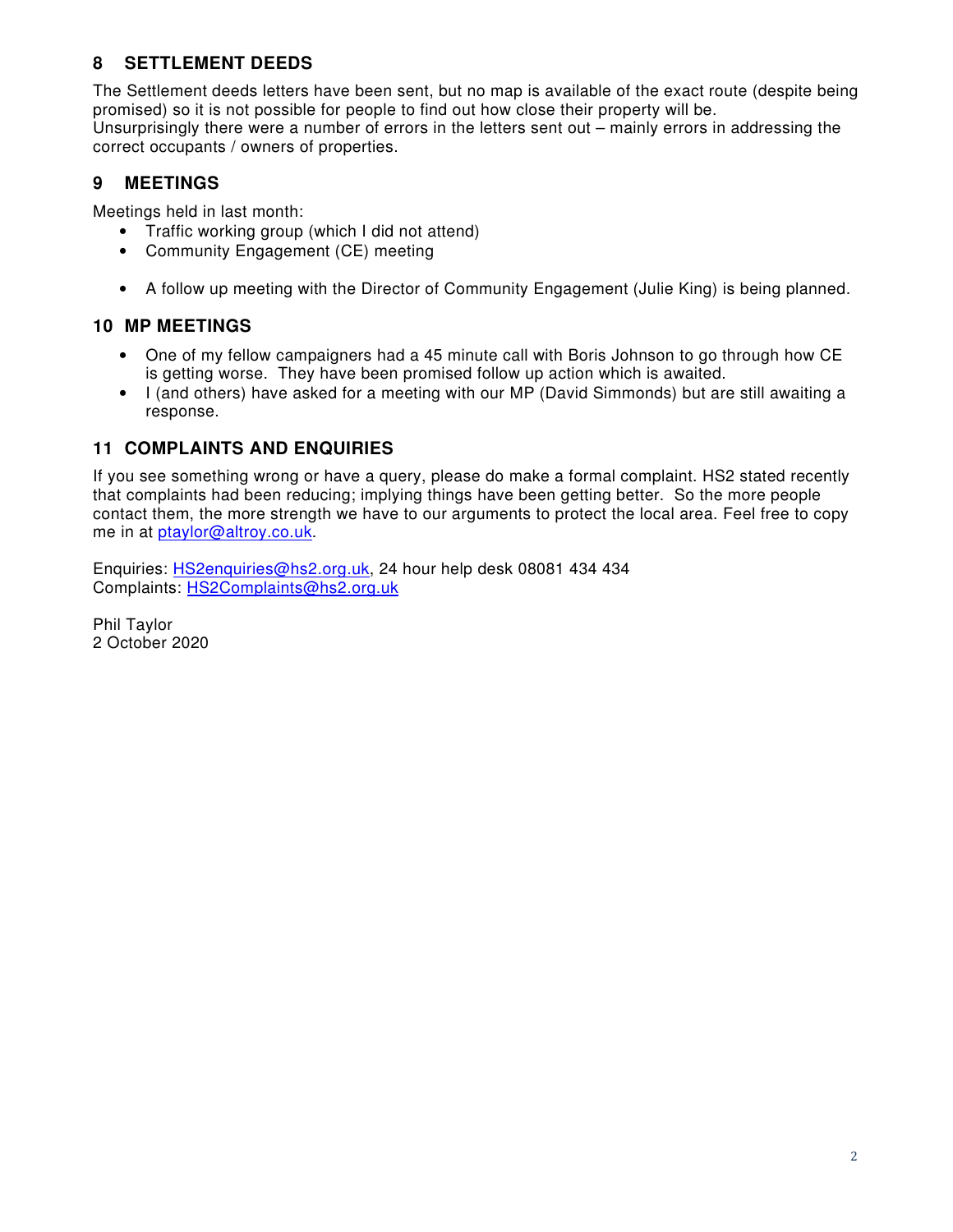## 8 SETTLEMENT DEEDS

The Settlement deeds letters have been sent, but no map is available of the exact route (despite being promised) so it is not possible for people to find out how close their property will be.
Unsurprisingly there were a number of errors in the letters sent out – mainly errors in addressing the correct occupants / owners of properties.

## 9 MEETINGS

Meetings held in last month:

- Traffic working group (which I did not attend)
- Community Engagement (CE) meeting

- A follow up meeting with the Director of Community Engagement (Julie King) is being planned.

## 10 MP MEETINGS

- One of my fellow campaigners had a 45 minute call with Boris Johnson to go through how CE is getting worse. They have been promised follow up action which is awaited.
- I (and others) have asked for a meeting with our MP (David Simmonds) but are still awaiting a response.

## 11 COMPLAINTS AND ENQUIRIES

If you see something wrong or have a query, please do make a formal complaint. HS2 stated recently that complaints had been reducing; implying things have been getting better. So the more people contact them, the more strength we have to our arguments to protect the local area. Feel free to copy me in at ptaylor@altroy.co.uk.

Enquiries: HS2enquiries@hs2.org.uk, 24 hour help desk 08081 434 434
Complaints: HS2Complaints@hs2.org.uk

Phil Taylor
2 October 2020